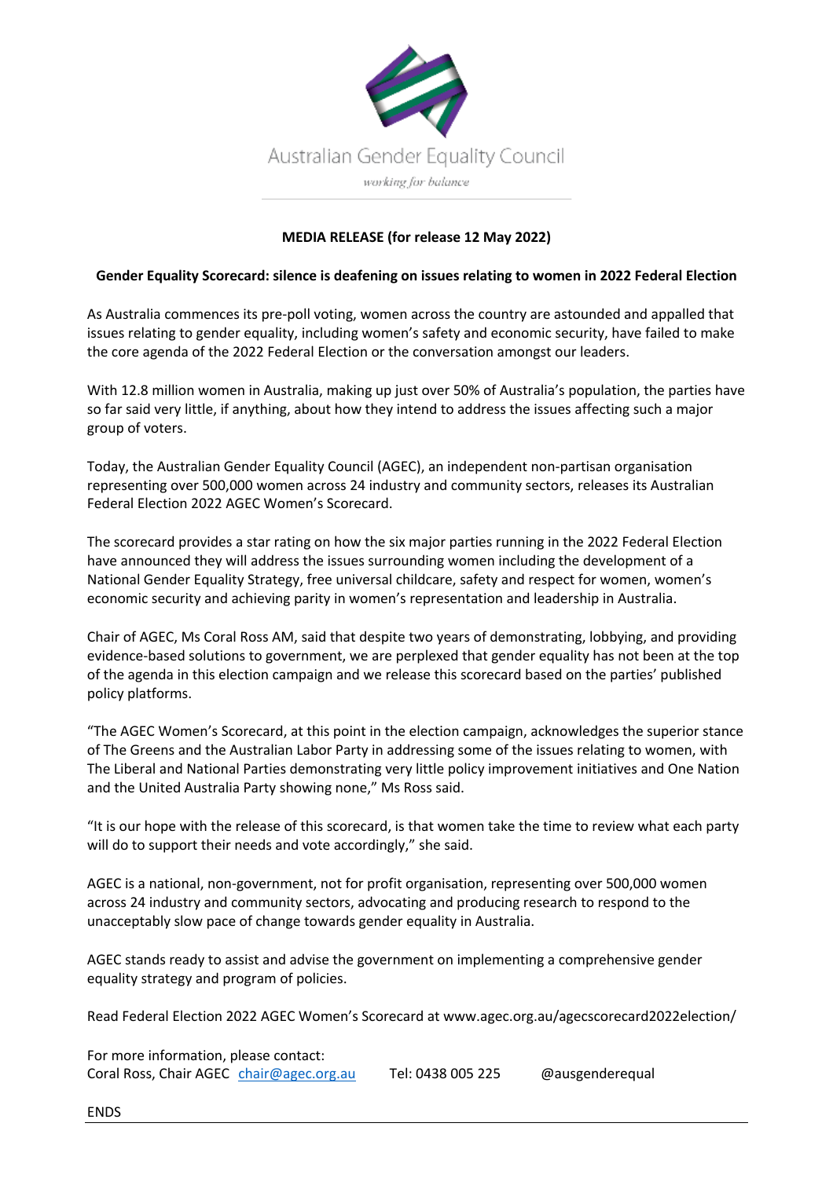Australian Gender Equality Council

*working for balance*

**MEDIA RELEASE (for release 12 May 2022)**

**Gender Equality Scorecard: silence is deafening on issues relating to women in 2022 Federal Election**

As Australia commences its pre-poll voting, women across the country are astounded and appalled that issues relating to gender equality, including women's safety and economic security, have failed to make the core agenda of the 2022 Federal Election or the conversation amongst our leaders.

With 12.8 million women in Australia, making up just over 50% of Australia's population, the parties have so far said very little, if anything, about how they intend to address the issues affecting such a major group of voters.

Today, the Australian Gender Equality Council (AGEC), an independent non-partisan organisation representing over 500,000 women across 24 industry and community sectors, releases its Australian Federal Election 2022 AGEC Women's Scorecard.

The scorecard provides a star rating on how the six major parties running in the 2022 Federal Election have announced they will address the issues surrounding women including the development of a National Gender Equality Strategy, free universal childcare, safety and respect for women, women's economic security and achieving parity in women's representation and leadership in Australia.

Chair of AGEC, Ms Coral Ross AM, said that despite two years of demonstrating, lobbying, and providing evidence-based solutions to government, we are perplexed that gender equality has not been at the top of the agenda in this election campaign and we release this scorecard based on the parties' published policy platforms.

"The AGEC Women's Scorecard, at this point in the election campaign, acknowledges the superior stance of The Greens and the Australian Labor Party in addressing some of the issues relating to women, with The Liberal and National Parties demonstrating very little policy improvement initiatives and One Nation and the United Australia Party showing none," Ms Ross said.

"It is our hope with the release of this scorecard, is that women take the time to review what each party will do to support their needs and vote accordingly," she said.

AGEC is a national, non-government, not for profit organisation, representing over 500,000 women across 24 industry and community sectors, advocating and producing research to respond to the unacceptably slow pace of change towards gender equality in Australia.

AGEC stands ready to assist and advise the government on implementing a comprehensive gender equality strategy and program of policies.

Read Federal Election 2022 AGEC Women's Scorecard at www.agec.org.au/agecscorecard2022election/

For more information, please contact:
Coral Ross, Chair AGEC chair@agec.org.au Tel: 0438 005 225 @ausgenderequal

ENDS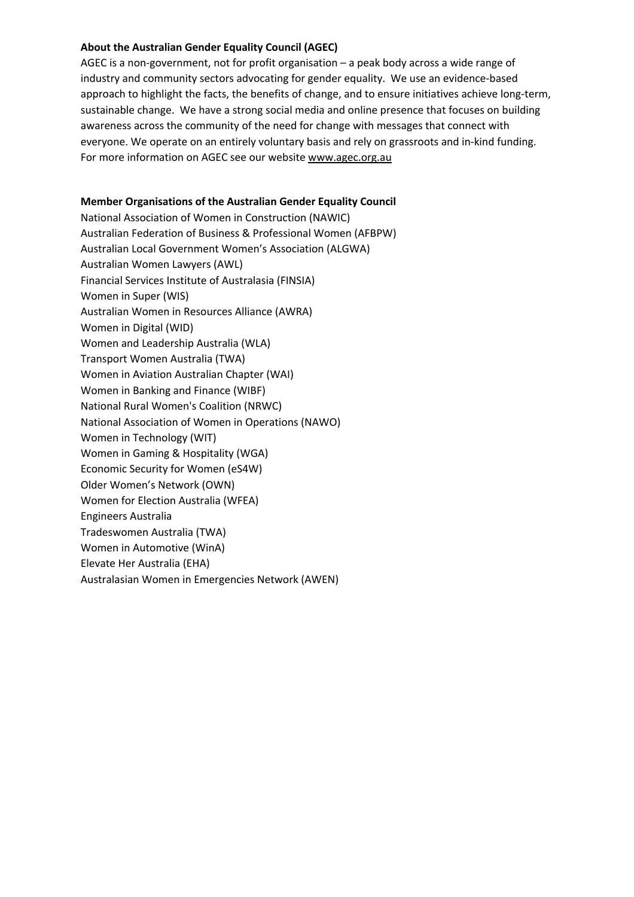**About the Australian Gender Equality Council (AGEC)**

AGEC is a non-government, not for profit organisation – a peak body across a wide range of industry and community sectors advocating for gender equality. We use an evidence-based approach to highlight the facts, the benefits of change, and to ensure initiatives achieve long-term, sustainable change. We have a strong social media and online presence that focuses on building awareness across the community of the need for change with messages that connect with everyone. We operate on an entirely voluntary basis and rely on grassroots and in-kind funding. For more information on AGEC see our website www.agec.org.au

**Member Organisations of the Australian Gender Equality Council**

National Association of Women in Construction (NAWIC)
Australian Federation of Business & Professional Women (AFBPW)
Australian Local Government Women's Association (ALGWA)
Australian Women Lawyers (AWL)
Financial Services Institute of Australasia (FINSIA)
Women in Super (WIS)
Australian Women in Resources Alliance (AWRA)
Women in Digital (WID)
Women and Leadership Australia (WLA)
Transport Women Australia (TWA)
Women in Aviation Australian Chapter (WAI)
Women in Banking and Finance (WIBF)
National Rural Women's Coalition (NRWC)
National Association of Women in Operations (NAWO)
Women in Technology (WIT)
Women in Gaming & Hospitality (WGA)
Economic Security for Women (eS4W)
Older Women's Network (OWN)
Women for Election Australia (WFEA)
Engineers Australia
Tradeswomen Australia (TWA)
Women in Automotive (WinA)
Elevate Her Australia (EHA)
Australasian Women in Emergencies Network (AWEN)